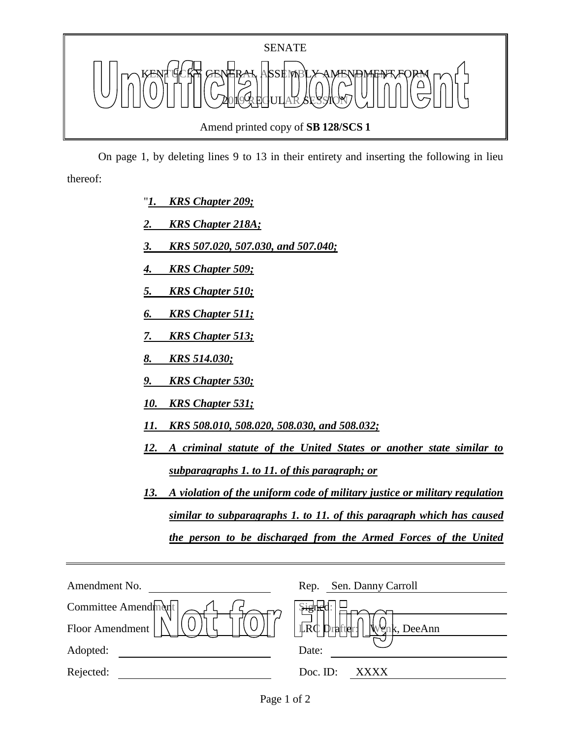SENATE

KENTUCKY GENERAL ASSEMBLY AMENDMENT FORM

2019 REGULAR SESSION

Amend printed copy of **SB 128/SCS 1**

On page 1, by deleting lines 9 to 13 in their entirety and inserting the following in lieu thereof:

"***1. KRS Chapter 209;***

***2. KRS Chapter 218A;***

***3. KRS 507.020, 507.030, and 507.040;***

***4. KRS Chapter 509;***

***5. KRS Chapter 510;***

***6. KRS Chapter 511;***

***7. KRS Chapter 513;***

***8. KRS 514.030;***

***9. KRS Chapter 530;***

***10. KRS Chapter 531;***

***11. KRS 508.010, 508.020, 508.030, and 508.032;***

***12. A criminal statute of the United States or another state similar to subparagraphs 1. to 11. of this paragraph; or***

***13. A violation of the uniform code of military justice or military regulation similar to subparagraphs 1. to 11. of this paragraph which has caused the person to be discharged from the Armed Forces of the United***

| | | | |
|---|---|---|---|
| Amendment No. | | Rep. | Sen. Danny Carroll |
| Committee Amendment | | Signed: | |
| Floor Amendment | | LRC Drafter: | Wenk, DeeAnn |
| Adopted: | | Date: | |
| Rejected: | | Doc. ID: | XXXX |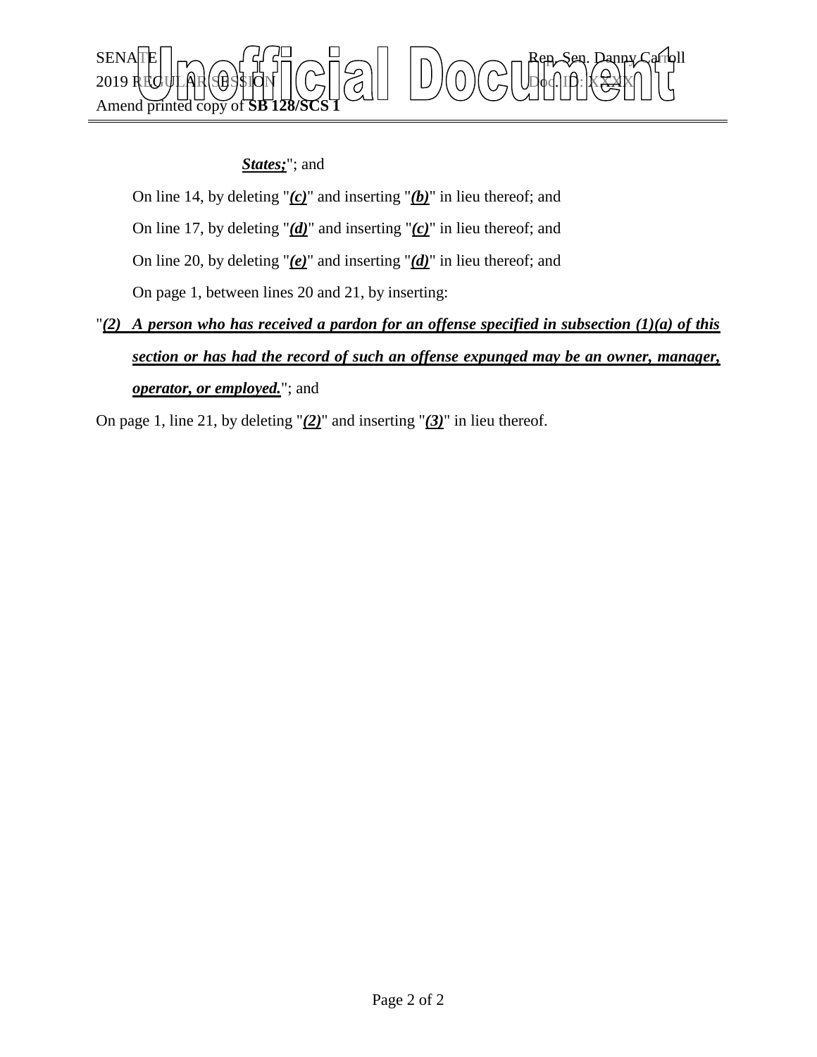***States;***"; and

On line 14, by deleting "***(c)***" and inserting "***(b)***" in lieu thereof; and

On line 17, by deleting "***(d)***" and inserting "***(c)***" in lieu thereof; and

On line 20, by deleting "***(e)***" and inserting "***(d)***" in lieu thereof; and

On page 1, between lines 20 and 21, by inserting:

"***(2) A person who has received a pardon for an offense specified in subsection (1)(a) of this section or has had the record of such an offense expunged may be an owner, manager, operator, or employed.***"; and

On page 1, line 21, by deleting "***(2)***" and inserting "***(3)***" in lieu thereof.